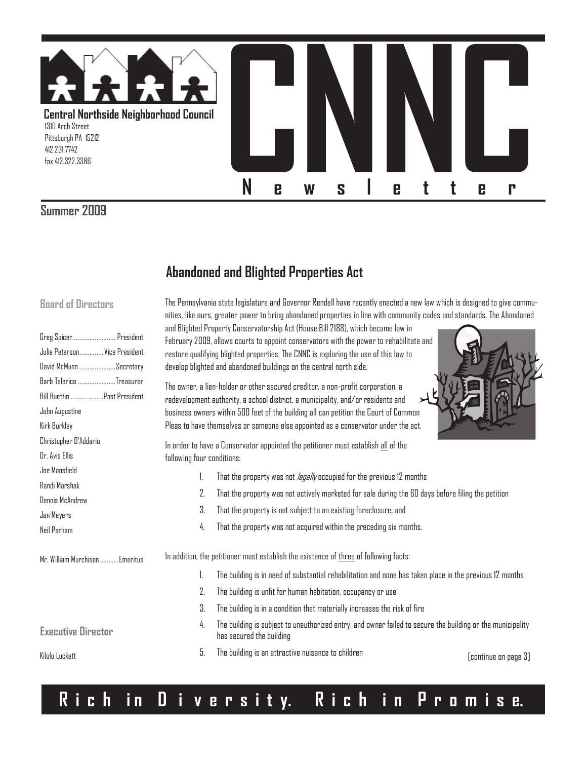# CNNC Newsletter

**Central Northside Neighborhood Council**
1310 Arch Street
Pittsburgh PA 15212
412.231.7742
fax 412.322.3386

**Summer 2009**

### Board of Directors

Greg Spicer.......................... President
Julie Peterson.............. Vice President
David McMunn .....................Secretary
Barb Talerico ......................Treasurer
Bill Buettin ...................Past President
John Augustine
Kirk Burkley
Christopher D'Addario
Dr. Avis Ellis
Joe Mansfield
Randi Marshak
Dennis McAndrew
Jan Meyers
Neil Parham

Mr. William Murchison ...........Emeritus

### Executive Director

Kilolo Luckett

## Abandoned and Blighted Properties Act

The Pennsylvania state legislature and Governor Rendell have recently enacted a new law which is designed to give communities, like ours, greater power to bring abandoned properties in line with community codes and standards. The Abandoned and Blighted Property Conservatorship Act (House Bill 2188), which became law in February 2009, allows courts to appoint conservators with the power to rehabilitate and restore qualifying blighted properties. The CNNC is exploring the use of this law to develop blighted and abandoned buildings on the central north side.

The owner, a lien-holder or other secured creditor, a non-profit corporation, a redevelopment authority, a school district, a municipality, and/or residents and business owners within 500 feet of the building all can petition the Court of Common Pleas to have themselves or someone else appointed as a conservator under the act.

In order to have a Conservator appointed the petitioner must establish all of the following four conditions:

1. That the property was not *legally* occupied for the previous 12 months
2. That the property was not actively marketed for sale during the 60 days before filing the petition
3. That the property is not subject to an existing foreclosure, and
4. That the property was not acquired within the preceding six months.

In addition, the petitioner must establish the existence of three of following facts:

1. The building is in need of substantial rehabilitation and none has taken place in the previous 12 months
2. The building is unfit for human habitation, occupancy or use
3. The building is in a condition that materially increases the risk of fire
4. The building is subject to unauthorized entry, and owner failed to secure the building or the municipality has secured the building
5. The building is an attractive nuisance to children

(continue on page 3)

**Rich in Diversity. Rich in Promise.**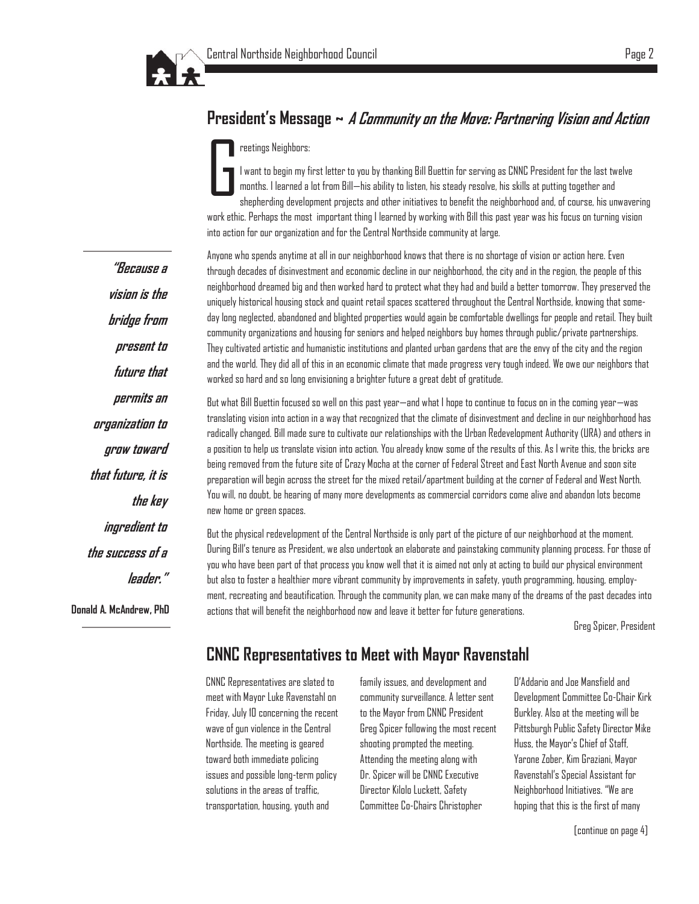## President's Message ~ *A Community on the Move: Partnering Vision and Action*

Greetings Neighbors:

I want to begin my first letter to you by thanking Bill Buettin for serving as CNNC President for the last twelve months. I learned a lot from Bill—his ability to listen, his steady resolve, his skills at putting together and shepherding development projects and other initiatives to benefit the neighborhood and, of course, his unwavering work ethic. Perhaps the most important thing I learned by working with Bill this past year was his focus on turning vision into action for our organization and for the Central Northside community at large.

> ***"Because a vision is the bridge from present to future that permits an organization to grow toward that future, it is the key ingredient to the success of a leader."***
>
> **Donald A. McAndrew, PhD**

Anyone who spends anytime at all in our neighborhood knows that there is no shortage of vision or action here. Even through decades of disinvestment and economic decline in our neighborhood, the city and in the region, the people of this neighborhood dreamed big and then worked hard to protect what they had and build a better tomorrow. They preserved the uniquely historical housing stock and quaint retail spaces scattered throughout the Central Northside, knowing that someday long neglected, abandoned and blighted properties would again be comfortable dwellings for people and retail. They built community organizations and housing for seniors and helped neighbors buy homes through public/private partnerships. They cultivated artistic and humanistic institutions and planted urban gardens that are the envy of the city and the region and the world. They did all of this in an economic climate that made progress very tough indeed. We owe our neighbors that worked so hard and so long envisioning a brighter future a great debt of gratitude.

But what Bill Buettin focused so well on this past year—and what I hope to continue to focus on in the coming year—was translating vision into action in a way that recognized that the climate of disinvestment and decline in our neighborhood has radically changed. Bill made sure to cultivate our relationships with the Urban Redevelopment Authority (URA) and others in a position to help us translate vision into action. You already know some of the results of this. As I write this, the bricks are being removed from the future site of Crazy Mocha at the corner of Federal Street and East North Avenue and soon site preparation will begin across the street for the mixed retail/apartment building at the corner of Federal and West North. You will, no doubt, be hearing of many more developments as commercial corridors come alive and abandon lots become new home or green spaces.

But the physical redevelopment of the Central Northside is only part of the picture of our neighborhood at the moment. During Bill's tenure as President, we also undertook an elaborate and painstaking community planning process. For those of you who have been part of that process you know well that it is aimed not only at acting to build our physical environment but also to foster a healthier more vibrant community by improvements in safety, youth programming, housing, employment, recreating and beautification. Through the community plan, we can make many of the dreams of the past decades into actions that will benefit the neighborhood now and leave it better for future generations.

Greg Spicer, President

## CNNC Representatives to Meet with Mayor Ravenstahl

CNNC Representatives are slated to meet with Mayor Luke Ravenstahl on Friday, July 10 concerning the recent wave of gun violence in the Central Northside. The meeting is geared toward both immediate policing issues and possible long-term policy solutions in the areas of traffic, transportation, housing, youth and family issues, and development and community surveillance. A letter sent to the Mayor from CNNC President Greg Spicer following the most recent shooting prompted the meeting. Attending the meeting along with Dr. Spicer will be CNNC Executive Director Kilolo Luckett, Safety Committee Co-Chairs Christopher D'Addario and Joe Mansfield and Development Committee Co-Chair Kirk Burkley. Also at the meeting will be Pittsburgh Public Safety Director Mike Huss, the Mayor's Chief of Staff, Yarone Zober, Kim Graziani, Mayor Ravenstahl's Special Assistant for Neighborhood Initiatives. "We are hoping that this is the first of many

[continue on page 4]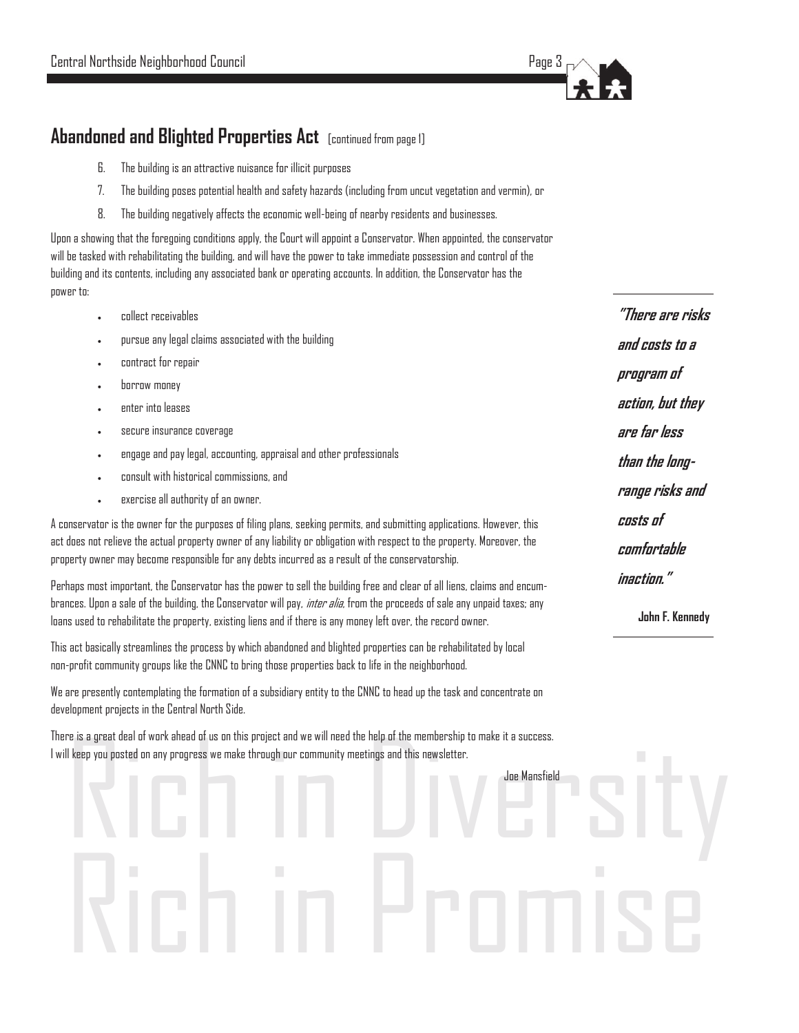## Abandoned and Blighted Properties Act [continued from page 1]

6. The building is an attractive nuisance for illicit purposes
7. The building poses potential health and safety hazards (including from uncut vegetation and vermin), or
8. The building negatively affects the economic well-being of nearby residents and businesses.

Upon a showing that the foregoing conditions apply, the Court will appoint a Conservator. When appointed, the conservator will be tasked with rehabilitating the building, and will have the power to take immediate possession and control of the building and its contents, including any associated bank or operating accounts. In addition, the Conservator has the power to:

- collect receivables
- pursue any legal claims associated with the building
- contract for repair
- borrow money
- enter into leases
- secure insurance coverage
- engage and pay legal, accounting, appraisal and other professionals
- consult with historical commissions, and
- exercise all authority of an owner.

A conservator is the owner for the purposes of filing plans, seeking permits, and submitting applications. However, this act does not relieve the actual property owner of any liability or obligation with respect to the property. Moreover, the property owner may become responsible for any debts incurred as a result of the conservatorship.

Perhaps most important, the Conservator has the power to sell the building free and clear of all liens, claims and encumbrances. Upon a sale of the building, the Conservator will pay, *inter alia*, from the proceeds of sale any unpaid taxes; any loans used to rehabilitate the property, existing liens and if there is any money left over, the record owner.

This act basically streamlines the process by which abandoned and blighted properties can be rehabilitated by local non-profit community groups like the CNNC to bring those properties back to life in the neighborhood.

We are presently contemplating the formation of a subsidiary entity to the CNNC to head up the task and concentrate on development projects in the Central North Side.

There is a great deal of work ahead of us on this project and we will need the help of the membership to make it a success. I will keep you posted on any progress we make through our community meetings and this newsletter.

Joe Mansfield

> ***"There are risks and costs to a program of action, but they are far less than the long-range risks and costs of comfortable inaction."***
>
> **John F. Kennedy**

Rich in Diversity
Rich in Promise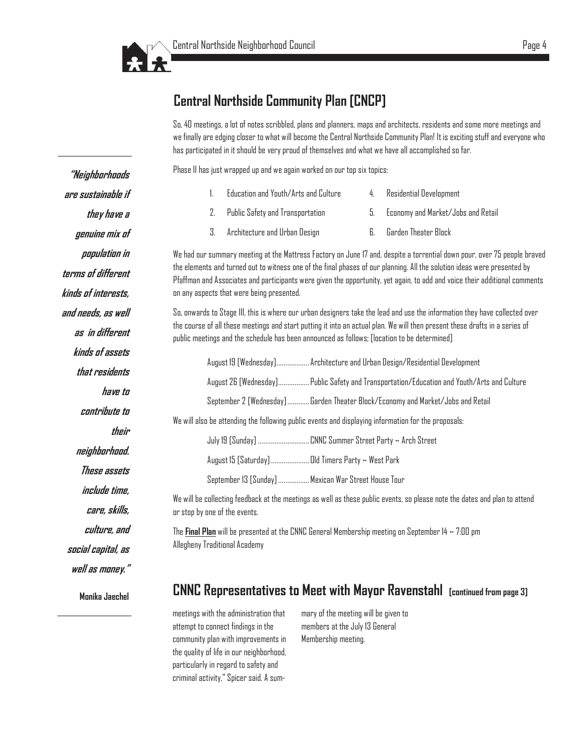## Central Northside Community Plan [CNCP]

So, 40 meetings, a lot of notes scribbled, plans and planners, maps and architects, residents and some more meetings and we finally are edging closer to what will become the Central Northside Community Plan! It is exciting stuff and everyone who has participated in it should be very proud of themselves and what we have all accomplished so far.

Phase II has just wrapped up and we again worked on our top six topics:

1. Education and Youth/Arts and Culture
2. Public Safety and Transportation
3. Architecture and Urban Design
4. Residential Development
5. Economy and Market/Jobs and Retail
6. Garden Theater Block

We had our summary meeting at the Mattress Factory on June 17 and, despite a torrential down pour, over 75 people braved the elements and turned out to witness one of the final phases of our planning. All the solution ideas were presented by Pfaffman and Associates and participants were given the opportunity, yet again, to add and voice their additional comments on any aspects that were being presented.

So, onwards to Stage III, this is where our urban designers take the lead and use the information they have collected over the course of all these meetings and start putting it into an actual plan. We will then present these drafts in a series of public meetings and the schedule has been announced as follows; [location to be determined]

August 19 [Wednesday]..................Architecture and Urban Design/Residential Development

August 26 [Wednesday].................Public Safety and Transportation/Education and Youth/Arts and Culture

September 2 [Wednesday]............Garden Theater Block/Economy and Market/Jobs and Retail

We will also be attending the following public events and displaying information for the proposals:

July 19 [Sunday] ............................CNNC Summer Street Party ~ Arch Street

August 15 [Saturday].....................Old Timers Party ~ West Park

September 13 [Sunday] .................Mexican War Street House Tour

We will be collecting feedback at the meetings as well as these public events, so please note the dates and plan to attend or stop by one of the events.

The **Final Plan** will be presented at the CNNC General Membership meeting on September 14 ~ 7:00 pm
Allegheny Traditional Academy

> ***"Neighborhoods are sustainable if they have a genuine mix of population in terms of different kinds of interests, and needs, as well as in different kinds of assets that residents have to contribute to their neighborhood. These assets include time, care, skills, culture, and social capital, as well as money."***
>
> **Monika Jaechel**

## CNNC Representatives to Meet with Mayor Ravenstahl [continued from page 3]

meetings with the administration that attempt to connect findings in the community plan with improvements in the quality of life in our neighborhood, particularly in regard to safety and criminal activity," Spicer said. A summary of the meeting will be given to members at the July 13 General Membership meeting.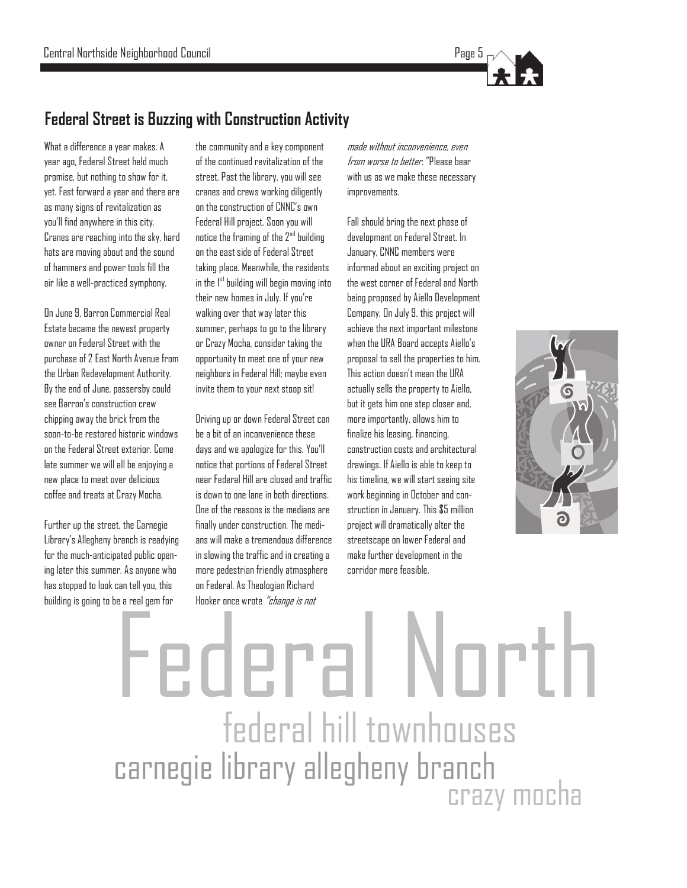## Federal Street is Buzzing with Construction Activity

What a difference a year makes. A year ago, Federal Street held much promise, but nothing to show for it, yet. Fast forward a year and there are as many signs of revitalization as you'll find anywhere in this city. Cranes are reaching into the sky, hard hats are moving about and the sound of hammers and power tools fill the air like a well-practiced symphony.

On June 9, Barron Commercial Real Estate became the newest property owner on Federal Street with the purchase of 2 East North Avenue from the Urban Redevelopment Authority. By the end of June, passersby could see Barron's construction crew chipping away the brick from the soon-to-be restored historic windows on the Federal Street exterior. Come late summer we will all be enjoying a new place to meet over delicious coffee and treats at Crazy Mocha.

Further up the street, the Carnegie Library's Allegheny branch is readying for the much-anticipated public opening later this summer. As anyone who has stopped to look can tell you, this building is going to be a real gem for the community and a key component of the continued revitalization of the street. Past the library, you will see cranes and crews working diligently on the construction of CNNC's own Federal Hill project. Soon you will notice the framing of the 2nd building on the east side of Federal Street taking place. Meanwhile, the residents in the 1st building will begin moving into their new homes in July. If you're walking over that way later this summer, perhaps to go to the library or Crazy Mocha, consider taking the opportunity to meet one of your new neighbors in Federal Hill; maybe even invite them to your next stoop sit!

Driving up or down Federal Street can be a bit of an inconvenience these days and we apologize for this. You'll notice that portions of Federal Street near Federal Hill are closed and traffic is down to one lane in both directions. One of the reasons is the medians are finally under construction. The medians will make a tremendous difference in slowing the traffic and in creating a more pedestrian friendly atmosphere on Federal. As Theologian Richard Hooker once wrote *"change is not made without inconvenience, even from worse to better."* Please bear with us as we make these necessary improvements.

Fall should bring the next phase of development on Federal Street. In January, CNNC members were informed about an exciting project on the west corner of Federal and North being proposed by Aiello Development Company. On July 9, this project will achieve the next important milestone when the URA Board accepts Aiello's proposal to sell the properties to him. This action doesn't mean the URA actually sells the property to Aiello, but it gets him one step closer and, more importantly, allows him to finalize his leasing, financing, construction costs and architectural drawings. If Aiello is able to keep to his timeline, we will start seeing site work beginning in October and construction in January. This $5 million project will dramatically alter the streetscape on lower Federal and make further development in the corridor more feasible.

Federal North

federal hill townhouses

carnegie library allegheny branch

crazy mocha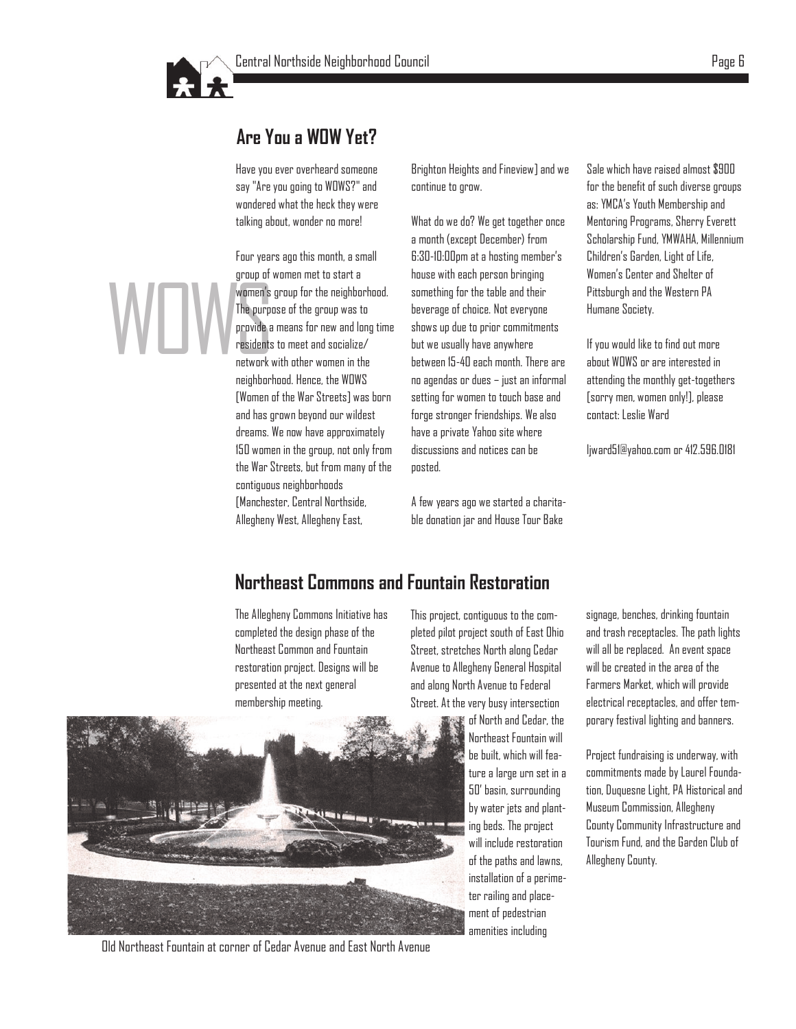## Are You a WOW Yet?

Have you ever overheard someone say "Are you going to WOWS?" and wondered what the heck they were talking about, wonder no more!

Four years ago this month, a small group of women met to start a women's group for the neighborhood. The purpose of the group was to provide a means for new and long time residents to meet and socialize/ network with other women in the neighborhood. Hence, the WOWS [Women of the War Streets] was born and has grown beyond our wildest dreams. We now have approximately 150 women in the group, not only from the War Streets, but from many of the contiguous neighborhoods [Manchester, Central Northside, Allegheny West, Allegheny East, Brighton Heights and Fineview] and we continue to grow.

What do we do? We get together once a month (except December) from 6:30-10:00pm at a hosting member's house with each person bringing something for the table and their beverage of choice. Not everyone shows up due to prior commitments but we usually have anywhere between 15-40 each month. There are no agendas or dues – just an informal setting for women to touch base and forge stronger friendships. We also have a private Yahoo site where discussions and notices can be posted.

A few years ago we started a charitable donation jar and House Tour Bake Sale which have raised almost $900 for the benefit of such diverse groups as: YMCA's Youth Membership and Mentoring Programs, Sherry Everett Scholarship Fund, YMWAHA, Millennium Children's Garden, Light of Life, Women's Center and Shelter of Pittsburgh and the Western PA Humane Society.

If you would like to find out more about WOWS or are interested in attending the monthly get-togethers [sorry men, women only!], please contact: Leslie Ward

ljward51@yahoo.com or 412.596.0181

## Northeast Commons and Fountain Restoration

The Allegheny Commons Initiative has completed the design phase of the Northeast Common and Fountain restoration project. Designs will be presented at the next general membership meeting.

This project, contiguous to the completed pilot project south of East Ohio Street, stretches North along Cedar Avenue to Allegheny General Hospital and along North Avenue to Federal Street. At the very busy intersection of North and Cedar, the Northeast Fountain will be built, which will feature a large urn set in a 50' basin, surrounding by water jets and planting beds. The project will include restoration of the paths and lawns, installation of a perimeter railing and placement of pedestrian amenities including signage, benches, drinking fountain and trash receptacles. The path lights will all be replaced. An event space will be created in the area of the Farmers Market, which will provide electrical receptacles, and offer temporary festival lighting and banners.

Project fundraising is underway, with commitments made by Laurel Foundation, Duquesne Light, PA Historical and Museum Commission, Allegheny County Community Infrastructure and Tourism Fund, and the Garden Club of Allegheny County.

Old Northeast Fountain at corner of Cedar Avenue and East North Avenue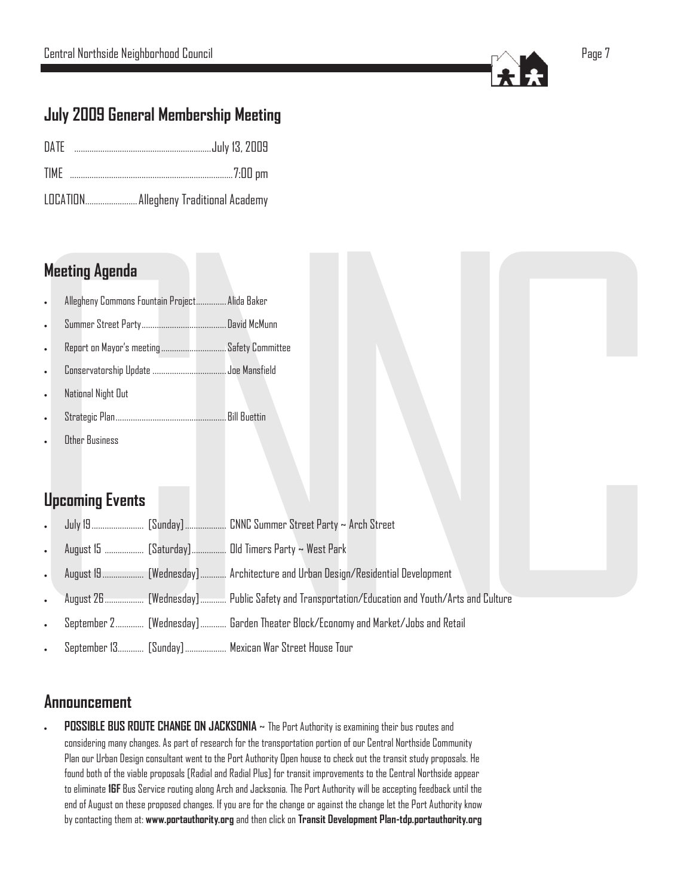## July 2009 General Membership Meeting

DATE ............................................................ July 13, 2009

TIME ........................................................................ 7:00 pm

LOCATION........................ Allegheny Traditional Academy

## Meeting Agenda

- Allegheny Commons Fountain Project.............. Alida Baker
- Summer Street Party........................................ David McMunn
- Report on Mayor's meeting.............................. Safety Committee
- Conservatorship Update .................................. Joe Mansfield
- National Night Out
- Strategic Plan.................................................... Bill Buettin
- Other Business

## Upcoming Events

- July 19 ........................ [Sunday] .................. CNNC Summer Street Party ~ Arch Street
- August 15 .................. [Saturday] ................ Old Timers Party ~ West Park
- August 19 .................. [Wednesday] ............ Architecture and Urban Design/Residential Development
- August 26 .................. [Wednesday] ............ Public Safety and Transportation/Education and Youth/Arts and Culture
- September 2 ............. [Wednesday] ............ Garden Theater Block/Economy and Market/Jobs and Retail
- September 13 ............ [Sunday] .................. Mexican War Street House Tour

## Announcement

- **POSSIBLE BUS ROUTE CHANGE ON JACKSONIA ~** The Port Authority is examining their bus routes and considering many changes. As part of research for the transportation portion of our Central Northside Community Plan our Urban Design consultant went to the Port Authority Open house to check out the transit study proposals. He found both of the viable proposals [Radial and Radial Plus] for transit improvements to the Central Northside appear to eliminate **16F** Bus Service routing along Arch and Jacksonia. The Port Authority will be accepting feedback until the end of August on these proposed changes. If you are for the change or against the change let the Port Authority know by contacting them at: **www.portauthority.org** and then click on **Transit Development Plan-tdp.portauthority.org**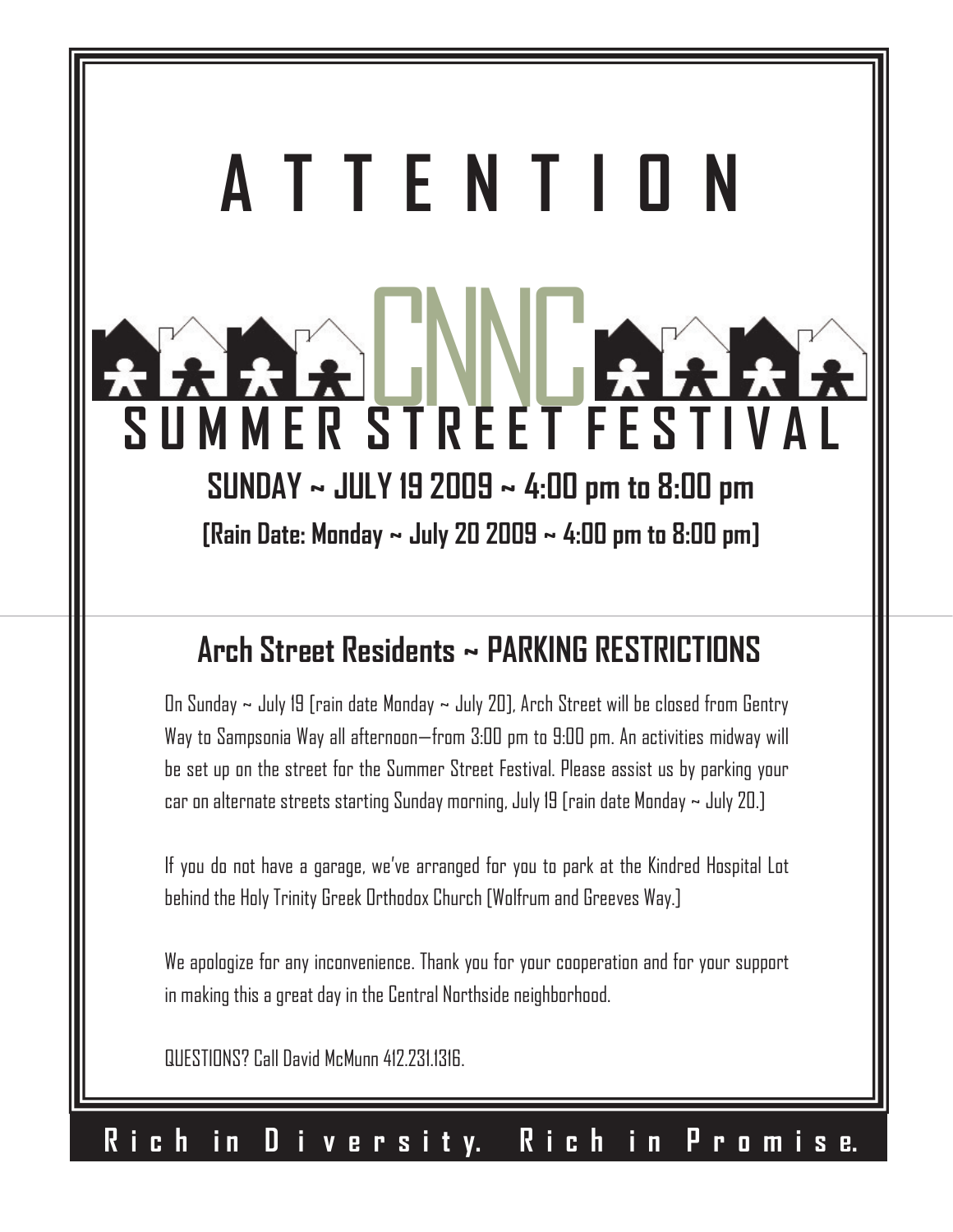# A T T E N T I O N

CNNC

## SUMMER STREET FESTIVAL

**SUNDAY ~ JULY 19 2009 ~ 4:00 pm to 8:00 pm**

**[Rain Date: Monday ~ July 20 2009 ~ 4:00 pm to 8:00 pm]**

## Arch Street Residents ~ PARKING RESTRICTIONS

On Sunday ~ July 19 [rain date Monday ~ July 20], Arch Street will be closed from Gentry Way to Sampsonia Way all afternoon—from 3:00 pm to 9:00 pm. An activities midway will be set up on the street for the Summer Street Festival. Please assist us by parking your car on alternate streets starting Sunday morning, July 19 [rain date Monday ~ July 20.]

If you do not have a garage, we've arranged for you to park at the Kindred Hospital Lot behind the Holy Trinity Greek Orthodox Church [Wolfrum and Greeves Way.]

We apologize for any inconvenience. Thank you for your cooperation and for your support in making this a great day in the Central Northside neighborhood.

QUESTIONS? Call David McMunn 412.231.1316.

**Rich in Diversity. Rich in Promise.**